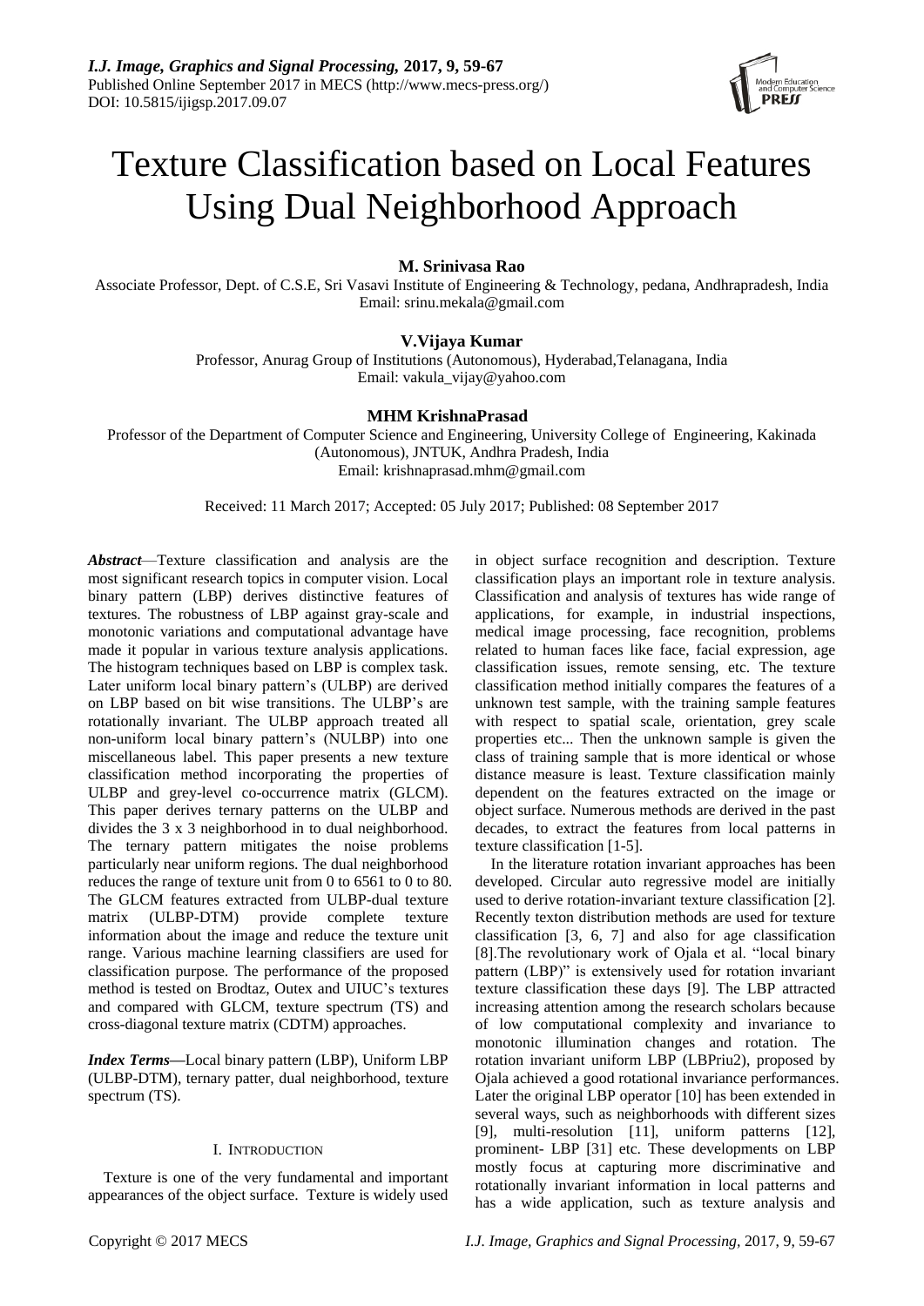# Texture Classification based on Local Features Using Dual Neighborhood Approach

**M. Srinivasa Rao**

Associate Professor, Dept. of C.S.E, Sri Vasavi Institute of Engineering & Technology, pedana, Andhrapradesh, India
Email: srinu.mekala@gmail.com

**V.Vijaya Kumar**

Professor, Anurag Group of Institutions (Autonomous), Hyderabad,Telanagana, India
Email: vakula_vijay@yahoo.com

**MHM KrishnaPrasad**

Professor of the Department of Computer Science and Engineering, University College of Engineering, Kakinada (Autonomous), JNTUK, Andhra Pradesh, India
Email: krishnaprasad.mhm@gmail.com

Received: 11 March 2017; Accepted: 05 July 2017; Published: 08 September 2017

***Abstract***—Texture classification and analysis are the most significant research topics in computer vision. Local binary pattern (LBP) derives distinctive features of textures. The robustness of LBP against gray-scale and monotonic variations and computational advantage have made it popular in various texture analysis applications. The histogram techniques based on LBP is complex task. Later uniform local binary pattern's (ULBP) are derived on LBP based on bit wise transitions. The ULBP's are rotationally invariant. The ULBP approach treated all non-uniform local binary pattern's (NULBP) into one miscellaneous label. This paper presents a new texture classification method incorporating the properties of ULBP and grey-level co-occurrence matrix (GLCM). This paper derives ternary patterns on the ULBP and divides the 3 x 3 neighborhood in to dual neighborhood. The ternary pattern mitigates the noise problems particularly near uniform regions. The dual neighborhood reduces the range of texture unit from 0 to 6561 to 0 to 80. The GLCM features extracted from ULBP-dual texture matrix (ULBP-DTM) provide complete texture information about the image and reduce the texture unit range. Various machine learning classifiers are used for classification purpose. The performance of the proposed method is tested on Brodtaz, Outex and UIUC's textures and compared with GLCM, texture spectrum (TS) and cross-diagonal texture matrix (CDTM) approaches.

***Index Terms*****—**Local binary pattern (LBP), Uniform LBP (ULBP-DTM), ternary patter, dual neighborhood, texture spectrum (TS).

## I. Introduction

Texture is one of the very fundamental and important appearances of the object surface. Texture is widely used in object surface recognition and description. Texture classification plays an important role in texture analysis. Classification and analysis of textures has wide range of applications, for example, in industrial inspections, medical image processing, face recognition, problems related to human faces like face, facial expression, age classification issues, remote sensing, etc. The texture classification method initially compares the features of a unknown test sample, with the training sample features with respect to spatial scale, orientation, grey scale properties etc... Then the unknown sample is given the class of training sample that is more identical or whose distance measure is least. Texture classification mainly dependent on the features extracted on the image or object surface. Numerous methods are derived in the past decades, to extract the features from local patterns in texture classification [1-5].

In the literature rotation invariant approaches has been developed. Circular auto regressive model are initially used to derive rotation-invariant texture classification [2]. Recently texton distribution methods are used for texture classification [3, 6, 7] and also for age classification [8].The revolutionary work of Ojala et al. "local binary pattern (LBP)" is extensively used for rotation invariant texture classification these days [9]. The LBP attracted increasing attention among the research scholars because of low computational complexity and invariance to monotonic illumination changes and rotation. The rotation invariant uniform LBP (LBPriu2), proposed by Ojala achieved a good rotational invariance performances. Later the original LBP operator [10] has been extended in several ways, such as neighborhoods with different sizes [9], multi-resolution [11], uniform patterns [12], prominent- LBP [31] etc. These developments on LBP mostly focus at capturing more discriminative and rotationally invariant information in local patterns and has a wide application, such as texture analysis and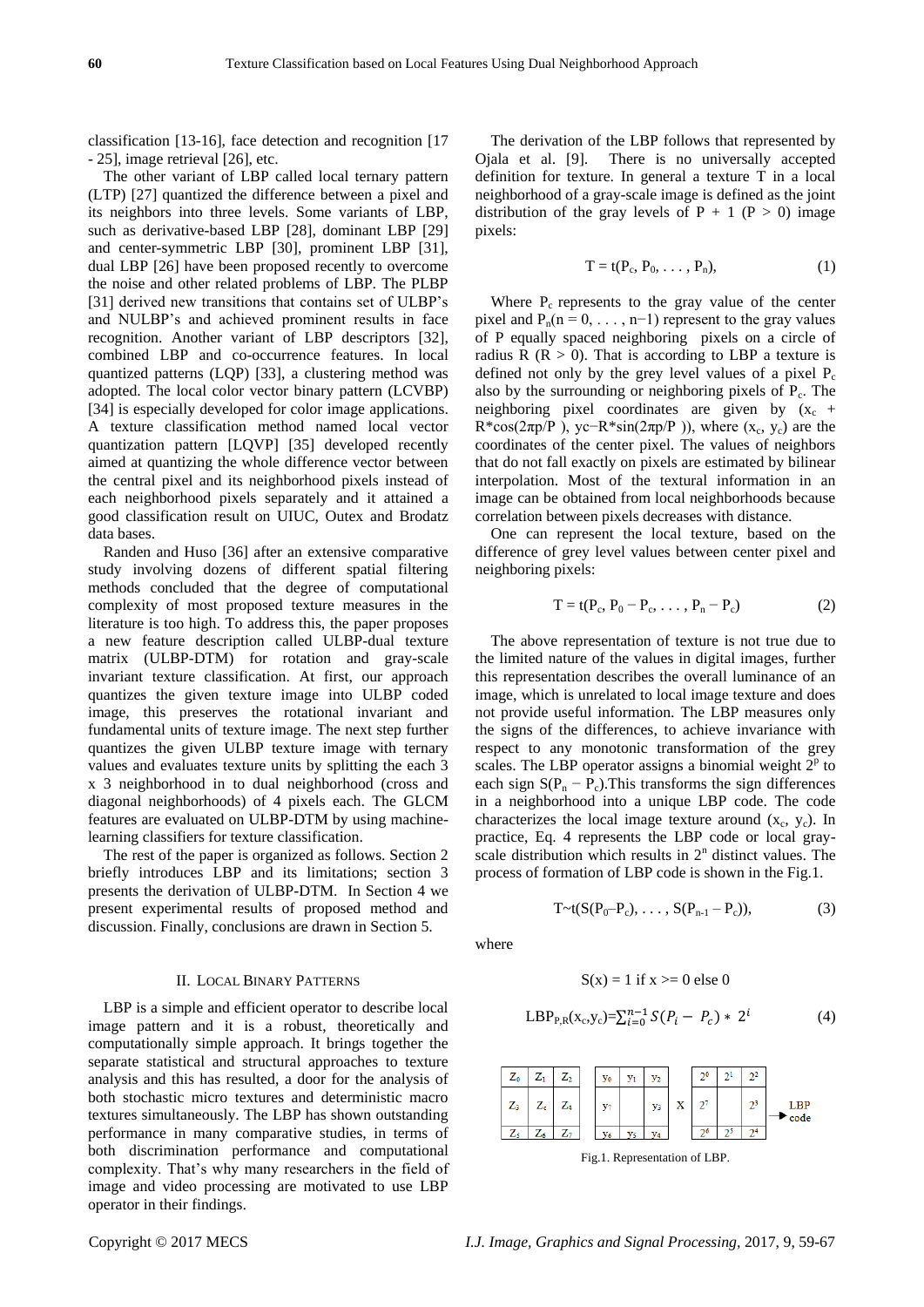classification [13-16], face detection and recognition [17 - 25], image retrieval [26], etc.

The other variant of LBP called local ternary pattern (LTP) [27] quantized the difference between a pixel and its neighbors into three levels. Some variants of LBP, such as derivative-based LBP [28], dominant LBP [29] and center-symmetric LBP [30], prominent LBP [31], dual LBP [26] have been proposed recently to overcome the noise and other related problems of LBP. The PLBP [31] derived new transitions that contains set of ULBP's and NULBP's and achieved prominent results in face recognition. Another variant of LBP descriptors [32], combined LBP and co-occurrence features. In local quantized patterns (LQP) [33], a clustering method was adopted. The local color vector binary pattern (LCVBP) [34] is especially developed for color image applications. A texture classification method named local vector quantization pattern [LQVP] [35] developed recently aimed at quantizing the whole difference vector between the central pixel and its neighborhood pixels instead of each neighborhood pixels separately and it attained a good classification result on UIUC, Outex and Brodatz data bases.

Randen and Huso [36] after an extensive comparative study involving dozens of different spatial filtering methods concluded that the degree of computational complexity of most proposed texture measures in the literature is too high. To address this, the paper proposes a new feature description called ULBP-dual texture matrix (ULBP-DTM) for rotation and gray-scale invariant texture classification. At first, our approach quantizes the given texture image into ULBP coded image, this preserves the rotational invariant and fundamental units of texture image. The next step further quantizes the given ULBP texture image with ternary values and evaluates texture units by splitting the each 3 x 3 neighborhood in to dual neighborhood (cross and diagonal neighborhoods) of 4 pixels each. The GLCM features are evaluated on ULBP-DTM by using machine-learning classifiers for texture classification.

The rest of the paper is organized as follows. Section 2 briefly introduces LBP and its limitations; section 3 presents the derivation of ULBP-DTM. In Section 4 we present experimental results of proposed method and discussion. Finally, conclusions are drawn in Section 5.

## II. Local Binary Patterns

LBP is a simple and efficient operator to describe local image pattern and it is a robust, theoretically and computationally simple approach. It brings together the separate statistical and structural approaches to texture analysis and this has resulted, a door for the analysis of both stochastic micro textures and deterministic macro textures simultaneously. The LBP has shown outstanding performance in many comparative studies, in terms of both discrimination performance and computational complexity. That's why many researchers in the field of image and video processing are motivated to use LBP operator in their findings.

The derivation of the LBP follows that represented by Ojala et al. [9]. There is no universally accepted definition for texture. In general a texture T in a local neighborhood of a gray-scale image is defined as the joint distribution of the gray levels of P + 1 (P > 0) image pixels:

$$T = t(P_c, P_0, \ldots, P_n), \tag{1}$$

Where $P_c$ represents to the gray value of the center pixel and $P_n(n = 0, \ldots, n-1)$ represent to the gray values of P equally spaced neighboring pixels on a circle of radius R (R > 0). That is according to LBP a texture is defined not only by the grey level values of a pixel $P_c$ also by the surrounding or neighboring pixels of $P_c$. The neighboring pixel coordinates are given by ($x_c$ + R*cos(2πp/P ), yc−R*sin(2πp/P )), where ($x_c$, $y_c$) are the coordinates of the center pixel. The values of neighbors that do not fall exactly on pixels are estimated by bilinear interpolation. Most of the textural information in an image can be obtained from local neighborhoods because correlation between pixels decreases with distance.

One can represent the local texture, based on the difference of grey level values between center pixel and neighboring pixels:

$$T = t(P_c, P_0 - P_c, \ldots, P_n - P_c) \tag{2}$$

The above representation of texture is not true due to the limited nature of the values in digital images, further this representation describes the overall luminance of an image, which is unrelated to local image texture and does not provide useful information. The LBP measures only the signs of the differences, to achieve invariance with respect to any monotonic transformation of the grey scales. The LBP operator assigns a binomial weight $2^p$ to each sign $S(P_n - P_c)$.This transforms the sign differences in a neighborhood into a unique LBP code. The code characterizes the local image texture around ($x_c$, $y_c$). In practice, Eq. 4 represents the LBP code or local gray-scale distribution which results in $2^n$ distinct values. The process of formation of LBP code is shown in the Fig.1.

$$T \sim t(S(P_0 - P_c), \ldots, S(P_{n-1} - P_c)), \tag{3}$$

where

$$S(x) = 1 \text{ if } x >= 0 \text{ else } 0$$

$$LBP_{P,R}(x_c, y_c) = \sum_{i=0}^{n-1} S(P_i - P_c) * 2^i \tag{4}$$

| $Z_0$ | $Z_1$ | $Z_2$ |
|---|---|---|
| $Z_3$ | $Z_c$ | $Z_4$ |
| $Z_5$ | $Z_6$ | $Z_7$ |

| $y_0$ | $y_1$ | $y_2$ |
|---|---|---|
| $y_7$ | | $y_3$ |
| $y_6$ | $y_5$ | $y_4$ |

X

| $2^0$ | $2^1$ | $2^2$ |
|---|---|---|
| $2^7$ | | $2^3$ |
| $2^6$ | $2^5$ | $2^4$ |

→ LBP code

Fig.1. Representation of LBP.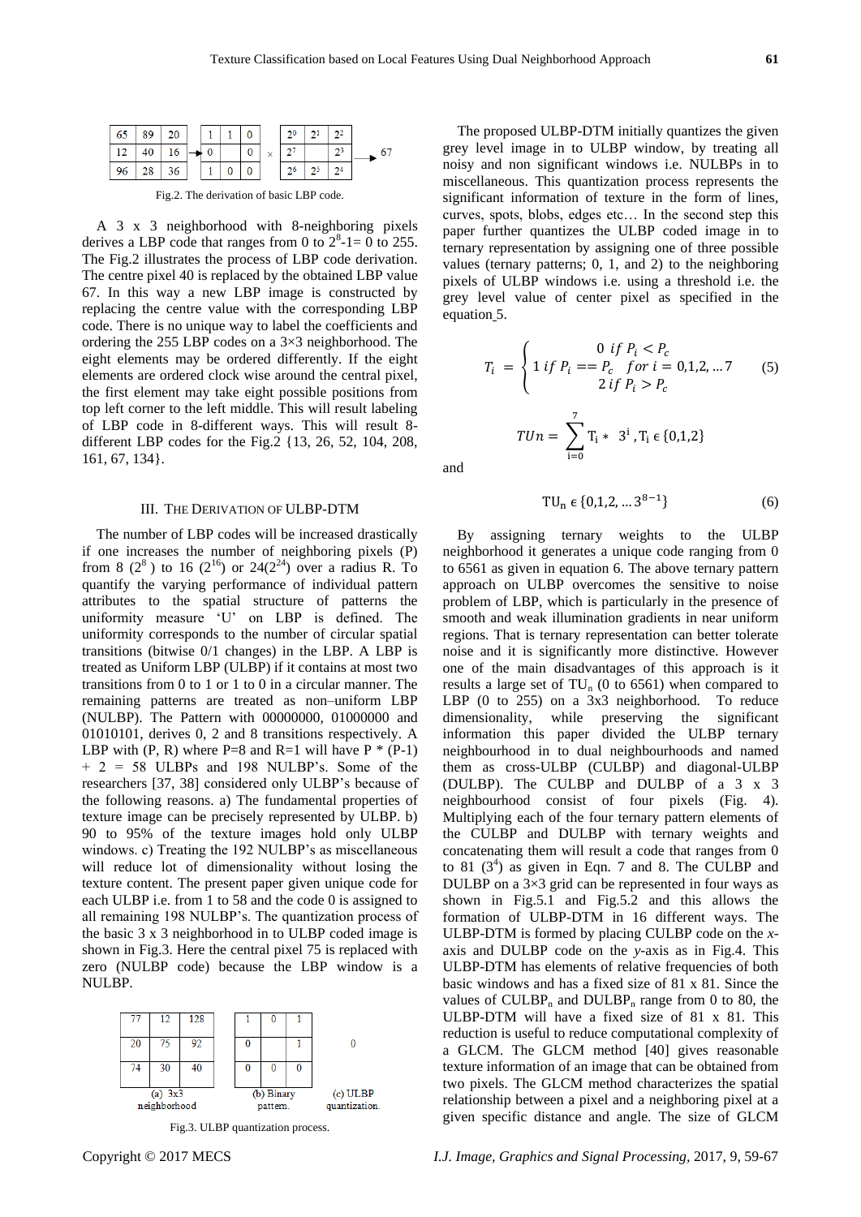| 65 | 89 | 20 |
|---|---|---|
| 12 | 40 | 16 |
| 96 | 28 | 36 |

→

| 1 | 1 | 0 |
|---|---|---|
| 0 | | 0 |
| 1 | 0 | 0 |

×

| $2^0$ | $2^1$ | $2^2$ |
|---|---|---|
| $2^7$ | | $2^3$ |
| $2^6$ | $2^5$ | $2^4$ |

→ 67

Fig.2. The derivation of basic LBP code.

A 3 x 3 neighborhood with 8-neighboring pixels derives a LBP code that ranges from 0 to $2^8$-1= 0 to 255. The Fig.2 illustrates the process of LBP code derivation. The centre pixel 40 is replaced by the obtained LBP value 67. In this way a new LBP image is constructed by replacing the centre value with the corresponding LBP code. There is no unique way to label the coefficients and ordering the 255 LBP codes on a 3×3 neighborhood. The eight elements may be ordered differently. If the eight elements are ordered clock wise around the central pixel, the first element may take eight possible positions from top left corner to the left middle. This will result labeling of LBP code in 8-different ways. This will result 8-different LBP codes for the Fig.2 {13, 26, 52, 104, 208, 161, 67, 134}.

## III. The Derivation of ULBP-DTM

The number of LBP codes will be increased drastically if one increases the number of neighboring pixels (P) from 8 ($2^8$ ) to 16 ($2^{16}$) or 24($2^{24}$) over a radius R. To quantify the varying performance of individual pattern attributes to the spatial structure of patterns the uniformity measure 'U' on LBP is defined. The uniformity corresponds to the number of circular spatial transitions (bitwise 0/1 changes) in the LBP. A LBP is treated as Uniform LBP (ULBP) if it contains at most two transitions from 0 to 1 or 1 to 0 in a circular manner. The remaining patterns are treated as non–uniform LBP (NULBP). The Pattern with 00000000, 01000000 and 01010101, derives 0, 2 and 8 transitions respectively. A LBP with (P, R) where P=8 and R=1 will have P * (P-1) + 2 = 58 ULBPs and 198 NULBP's. Some of the researchers [37, 38] considered only ULBP's because of the following reasons. a) The fundamental properties of texture image can be precisely represented by ULBP. b) 90 to 95% of the texture images hold only ULBP windows. c) Treating the 192 NULBP's as miscellaneous will reduce lot of dimensionality without losing the texture content. The present paper given unique code for each ULBP i.e. from 1 to 58 and the code 0 is assigned to all remaining 198 NULBP's. The quantization process of the basic 3 x 3 neighborhood in to ULBP coded image is shown in Fig.3. Here the central pixel 75 is replaced with zero (NULBP code) because the LBP window is a NULBP.

| 77 | 12 | 128 |
|---|---|---|
| 20 | 75 | 92 |
| 74 | 30 | 40 |

(a) 3x3 neighborhood

| 1 | 0 | 1 |
|---|---|---|
| 0 | | 1 |
| 0 | 0 | 0 |

(b) Binary pattern.

0

(c) ULBP quantization.

Fig.3. ULBP quantization process.

The proposed ULBP-DTM initially quantizes the given grey level image in to ULBP window, by treating all noisy and non significant windows i.e. NULBPs in to miscellaneous. This quantization process represents the significant information of texture in the form of lines, curves, spots, blobs, edges etc… In the second step this paper further quantizes the ULBP coded image in to ternary representation by assigning one of three possible values (ternary patterns; 0, 1, and 2) to the neighboring pixels of ULBP windows i.e. using a threshold i.e. the grey level value of center pixel as specified in the equation 5.

$$T_i = \begin{cases} 0 \; if \; P_i < P_c \\ 1 \; if \; P_i == P_c \quad for \; i = 0,1,2,\ldots 7 \\ 2 \; if \; P_i > P_c \end{cases} \tag{5}$$

$$TUn = \sum_{i=0}^{7} T_i * 3^i, T_i \in \{0,1,2\}$$

and

$$TU_n \in \{0,1,2,\ldots 3^{8-1}\} \tag{6}$$

By assigning ternary weights to the ULBP neighborhood it generates a unique code ranging from 0 to 6561 as given in equation 6. The above ternary pattern approach on ULBP overcomes the sensitive to noise problem of LBP, which is particularly in the presence of smooth and weak illumination gradients in near uniform regions. That is ternary representation can better tolerate noise and it is significantly more distinctive. However one of the main disadvantages of this approach is it results a large set of $TU_n$ (0 to 6561) when compared to LBP (0 to 255) on a 3x3 neighborhood. To reduce dimensionality, while preserving the significant information this paper divided the ULBP ternary neighbourhood in to dual neighbourhoods and named them as cross-ULBP (CULBP) and diagonal-ULBP (DULBP). The CULBP and DULBP of a 3 x 3 neighbourhood consist of four pixels (Fig. 4). Multiplying each of the four ternary pattern elements of the CULBP and DULBP with ternary weights and concatenating them will result a code that ranges from 0 to 81 ($3^4$) as given in Eqn. 7 and 8. The CULBP and DULBP on a 3×3 grid can be represented in four ways as shown in Fig.5.1 and Fig.5.2 and this allows the formation of ULBP-DTM in 16 different ways. The ULBP-DTM is formed by placing CULBP code on the *x*-axis and DULBP code on the *y*-axis as in Fig.4. This ULBP-DTM has elements of relative frequencies of both basic windows and has a fixed size of 81 x 81. Since the values of $CULBP_n$ and $DULBP_n$ range from 0 to 80, the ULBP-DTM will have a fixed size of 81 x 81. This reduction is useful to reduce computational complexity of a GLCM. The GLCM method [40] gives reasonable texture information of an image that can be obtained from two pixels. The GLCM method characterizes the spatial relationship between a pixel and a neighboring pixel at a given specific distance and angle. The size of GLCM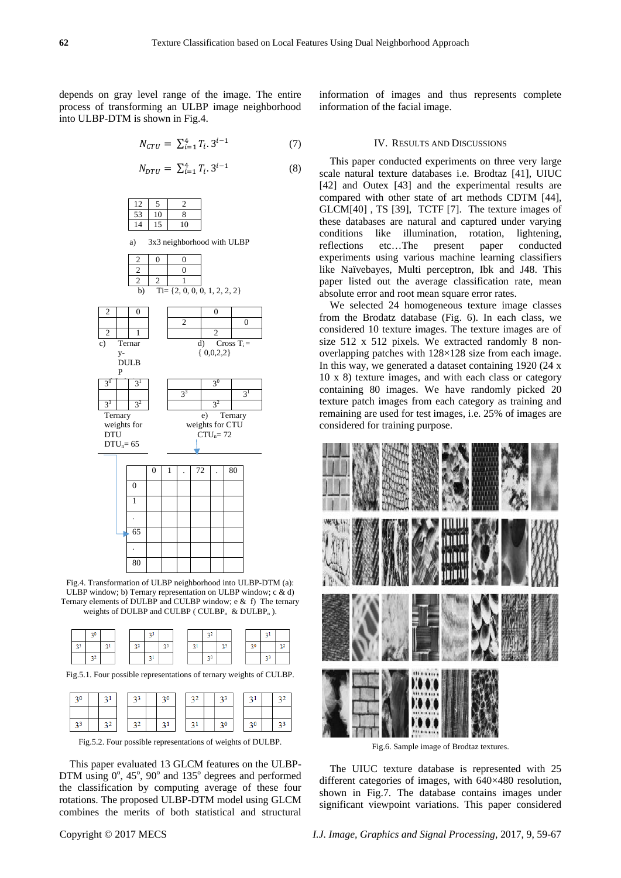depends on gray level range of the image. The entire process of transforming an ULBP image neighborhood into ULBP-DTM is shown in Fig.4.

$$N_{CTU} = \sum_{i=1}^{4} T_i . 3^{i-1} \quad (7)$$

$$N_{DTU} = \sum_{i=1}^{4} T_i . 3^{i-1} \quad (8)$$

| 12 | 5 | 2 |
|---|---|---|
| 53 | 10 | 8 |
| 14 | 15 | 10 |

a) 3x3 neighborhood with ULBP

| 2 | 0 | 0 |
|---|---|---|
| 2 | | 0 |
| 2 | 2 | 1 |

b) Ti= {2, 0, 0, 0, 1, 2, 2, 2}

c) Ternary-DULBP

| 2 | | 0 |
|---|---|---|
| | | |
| 2 | | 1 |

d) Cross $T_i$ = { 0,0,2,2}

| | 0 | |
|---|---|---|
| 2 | | 0 |
| | 2 | |

Ternary weights for DTU, $DTU_n$= 65

| $3^0$ | | $3^1$ |
|---|---|---|
| | | |
| $3^3$ | | $3^2$ |

e) Ternary weights for CTU, $CTU_n$= 72

| | $3^0$ | |
|---|---|---|
| $3^3$ | | $3^1$ |
| | $3^2$ | |

| | 0 | 1 | . | 72 | . | 80 |
|---|---|---|---|---|---|---|
| 0 | | | | | | |
| 1 | | | | | | |
| . | | | | | | |
| 65 | | | | | | |
| . | | | | | | |
| 80 | | | | | | |

Fig.4. Transformation of ULBP neighborhood into ULBP-DTM (a): ULBP window; b) Ternary representation on ULBP window; c & d) Ternary elements of DULBP and CULBP window; e & f) The ternary weights of DULBP and CULBP ( $CULBP_n$ & $DULBP_n$ ).

| | $3^0$ | | | | $3^3$ | | | | $3^2$ | | | | $3^1$ | |
|---|---|---|---|---|---|---|---|---|---|---|---|---|---|---|
| $3^3$ | | $3^1$ | | $3^2$ | | $3^0$ | | $3^1$ | | $3^3$ | | $3^0$ | | $3^2$ |
| | $3^2$ | | | | $3^1$ | | | | $3^0$ | | | | $3^3$ | |

Fig.5.1. Four possible representations of ternary weights of CULBP.

| $3^0$ | | $3^1$ | | $3^3$ | | $3^0$ | | $3^2$ | | $3^3$ | | $3^1$ | | $3^2$ |
|---|---|---|---|---|---|---|---|---|---|---|---|---|---|---|
| | | | | | | | | | | | | | | |
| $3^3$ | | $3^2$ | | $3^2$ | | $3^1$ | | $3^1$ | | $3^0$ | | $3^0$ | | $3^3$ |

Fig.5.2. Four possible representations of weights of DULBP.

This paper evaluated 13 GLCM features on the ULBP-DTM using $0^o$, $45^o$, $90^o$ and $135^o$ degrees and performed the classification by computing average of these four rotations. The proposed ULBP-DTM model using GLCM combines the merits of both statistical and structural information of images and thus represents complete information of the facial image.

## IV. Results and Discussions

This paper conducted experiments on three very large scale natural texture databases i.e. Brodtaz [41], UIUC [42] and Outex [43] and the experimental results are compared with other state of art methods CDTM [44], GLCM[40] , TS [39], TCTF [7]. The texture images of these databases are natural and captured under varying conditions like illumination, rotation, lightening, reflections etc…The present paper conducted experiments using various machine learning classifiers like Naïvebayes, Multi perceptron, Ibk and J48. This paper listed out the average classification rate, mean absolute error and root mean square error rates.

We selected 24 homogeneous texture image classes from the Brodatz database (Fig. 6). In each class, we considered 10 texture images. The texture images are of size 512 x 512 pixels. We extracted randomly 8 non-overlapping patches with 128×128 size from each image. In this way, we generated a dataset containing 1920 (24 x 10 x 8) texture images, and with each class or category containing 80 images. We have randomly picked 20 texture patch images from each category as training and remaining are used for test images, i.e. 25% of images are considered for training purpose.

Fig.6. Sample image of Brodtaz textures.

The UIUC texture database is represented with 25 different categories of images, with 640×480 resolution, shown in Fig.7. The database contains images under significant viewpoint variations. This paper considered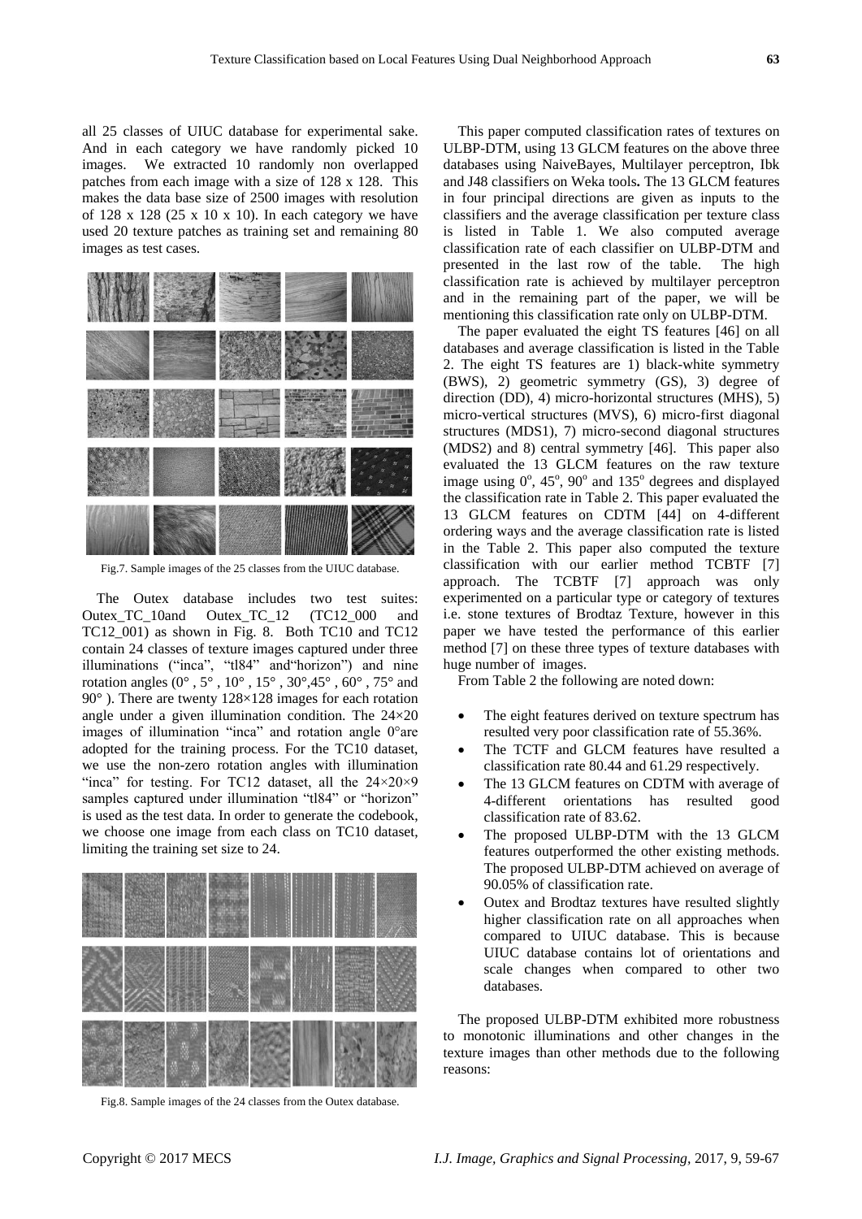all 25 classes of UIUC database for experimental sake. And in each category we have randomly picked 10 images. We extracted 10 randomly non overlapped patches from each image with a size of 128 x 128. This makes the data base size of 2500 images with resolution of 128 x 128 (25 x 10 x 10). In each category we have used 20 texture patches as training set and remaining 80 images as test cases.

Fig.7. Sample images of the 25 classes from the UIUC database.

The Outex database includes two test suites: Outex_TC_10and Outex_TC_12 (TC12_000 and TC12_001) as shown in Fig. 8. Both TC10 and TC12 contain 24 classes of texture images captured under three illuminations ("inca", "tl84" and"horizon") and nine rotation angles (0° , 5° , 10° , 15° , 30°,45° , 60° , 75° and 90° ). There are twenty 128×128 images for each rotation angle under a given illumination condition. The 24×20 images of illumination "inca" and rotation angle 0°are adopted for the training process. For the TC10 dataset, we use the non-zero rotation angles with illumination "inca" for testing. For TC12 dataset, all the 24×20×9 samples captured under illumination "tl84" or "horizon" is used as the test data. In order to generate the codebook, we choose one image from each class on TC10 dataset, limiting the training set size to 24.

Fig.8. Sample images of the 24 classes from the Outex database.

This paper computed classification rates of textures on ULBP-DTM, using 13 GLCM features on the above three databases using NaiveBayes, Multilayer perceptron, Ibk and J48 classifiers on Weka tools**.** The 13 GLCM features in four principal directions are given as inputs to the classifiers and the average classification per texture class is listed in Table 1. We also computed average classification rate of each classifier on ULBP-DTM and presented in the last row of the table. The high classification rate is achieved by multilayer perceptron and in the remaining part of the paper, we will be mentioning this classification rate only on ULBP-DTM.

The paper evaluated the eight TS features [46] on all databases and average classification is listed in the Table 2. The eight TS features are 1) black-white symmetry (BWS), 2) geometric symmetry (GS), 3) degree of direction (DD), 4) micro-horizontal structures (MHS), 5) micro-vertical structures (MVS), 6) micro-first diagonal structures (MDS1), 7) micro-second diagonal structures (MDS2) and 8) central symmetry [46]. This paper also evaluated the 13 GLCM features on the raw texture image using $0^o$, $45^o$, $90^o$ and $135^o$ degrees and displayed the classification rate in Table 2. This paper evaluated the 13 GLCM features on CDTM [44] on 4-different ordering ways and the average classification rate is listed in the Table 2. This paper also computed the texture classification with our earlier method TCBTF [7] approach. The TCBTF [7] approach was only experimented on a particular type or category of textures i.e. stone textures of Brodtaz Texture, however in this paper we have tested the performance of this earlier method [7] on these three types of texture databases with huge number of images.

From Table 2 the following are noted down:

- The eight features derived on texture spectrum has resulted very poor classification rate of 55.36%.
- The TCTF and GLCM features have resulted a classification rate 80.44 and 61.29 respectively.
- The 13 GLCM features on CDTM with average of 4-different orientations has resulted good classification rate of 83.62.
- The proposed ULBP-DTM with the 13 GLCM features outperformed the other existing methods. The proposed ULBP-DTM achieved on average of 90.05% of classification rate.
- Outex and Brodtaz textures have resulted slightly higher classification rate on all approaches when compared to UIUC database. This is because UIUC database contains lot of orientations and scale changes when compared to other two databases.

The proposed ULBP-DTM exhibited more robustness to monotonic illuminations and other changes in the texture images than other methods due to the following reasons: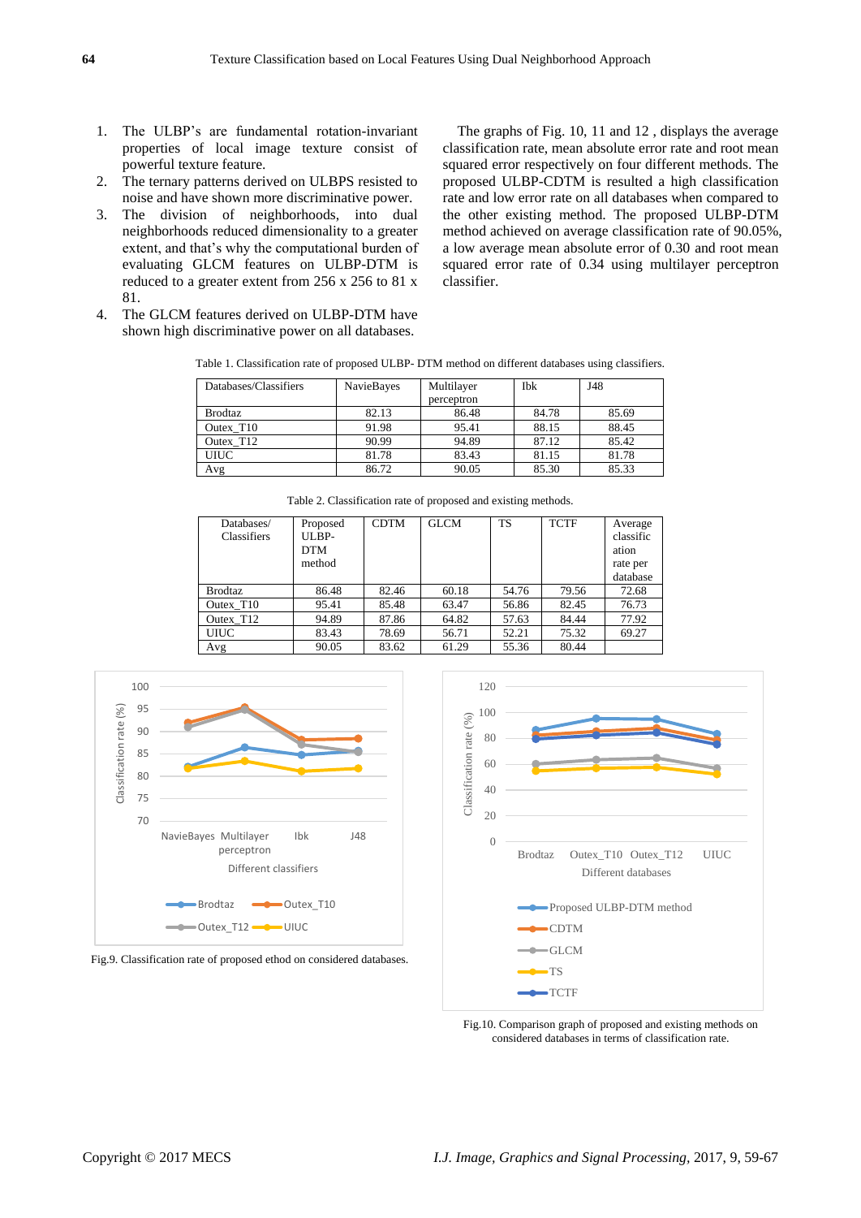1. The ULBP's are fundamental rotation-invariant properties of local image texture consist of powerful texture feature.
2. The ternary patterns derived on ULBPS resisted to noise and have shown more discriminative power.
3. The division of neighborhoods, into dual neighborhoods reduced dimensionality to a greater extent, and that's why the computational burden of evaluating GLCM features on ULBP-DTM is reduced to a greater extent from 256 x 256 to 81 x 81.
4. The GLCM features derived on ULBP-DTM have shown high discriminative power on all databases.

The graphs of Fig. 10, 11 and 12 , displays the average classification rate, mean absolute error rate and root mean squared error respectively on four different methods. The proposed ULBP-CDTM is resulted a high classification rate and low error rate on all databases when compared to the other existing method. The proposed ULBP-DTM method achieved on average classification rate of 90.05%, a low average mean absolute error of 0.30 and root mean squared error rate of 0.34 using multilayer perceptron classifier.

Table 1. Classification rate of proposed ULBP- DTM method on different databases using classifiers.

| Databases/Classifiers | NavieBayes | Multilayer perceptron | Ibk | J48 |
|---|---|---|---|---|
| Brodtaz | 82.13 | 86.48 | 84.78 | 85.69 |
| Outex_T10 | 91.98 | 95.41 | 88.15 | 88.45 |
| Outex_T12 | 90.99 | 94.89 | 87.12 | 85.42 |
| UIUC | 81.78 | 83.43 | 81.15 | 81.78 |
| Avg | 86.72 | 90.05 | 85.30 | 85.33 |

Table 2. Classification rate of proposed and existing methods.

| Databases/ Classifiers | Proposed ULBP-DTM method | CDTM | GLCM | TS | TCTF | Average classification rate per database |
|---|---|---|---|---|---|---|
| Brodtaz | 86.48 | 82.46 | 60.18 | 54.76 | 79.56 | 72.68 |
| Outex_T10 | 95.41 | 85.48 | 63.47 | 56.86 | 82.45 | 76.73 |
| Outex_T12 | 94.89 | 87.86 | 64.82 | 57.63 | 84.44 | 77.92 |
| UIUC | 83.43 | 78.69 | 56.71 | 52.21 | 75.32 | 69.27 |
| Avg | 90.05 | 83.62 | 61.29 | 55.36 | 80.44 | |

Fig.9. Classification rate of proposed ethod on considered databases.

Fig.10. Comparison graph of proposed and existing methods on considered databases in terms of classification rate.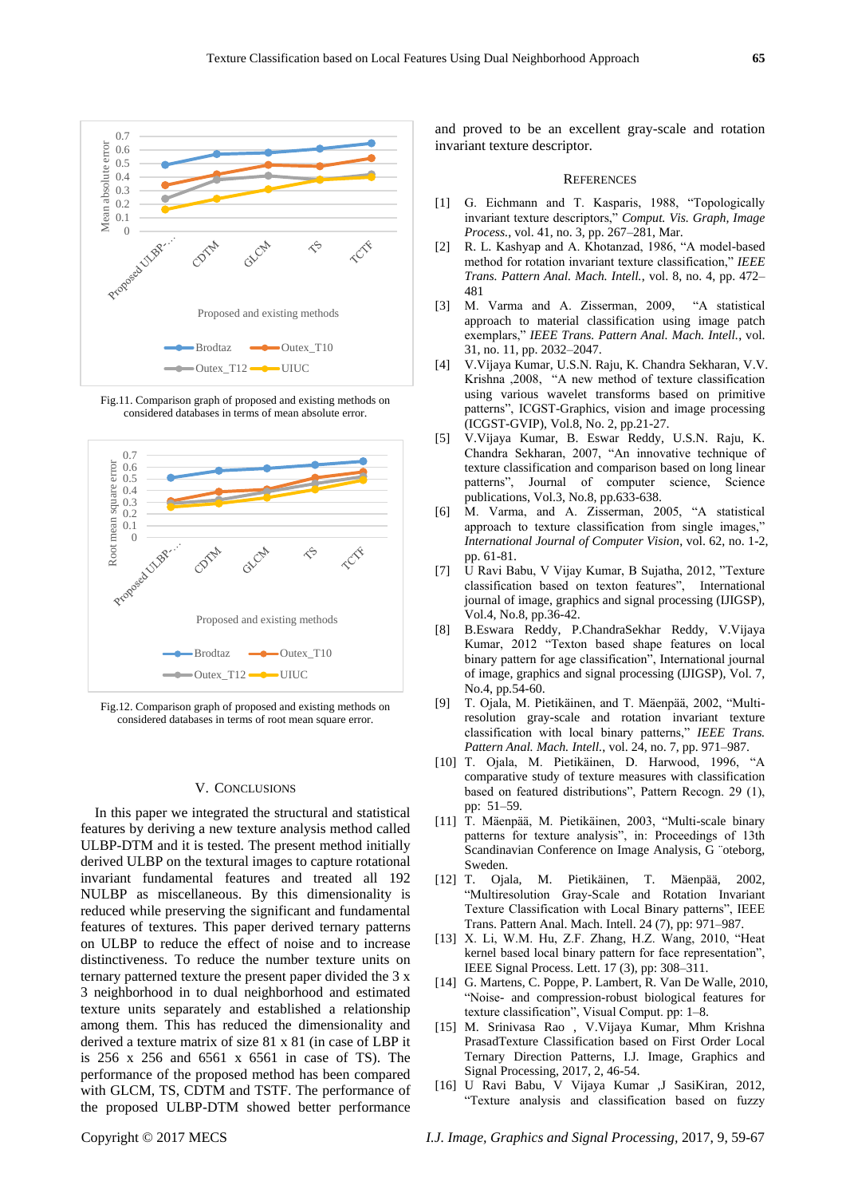Fig.11. Comparison graph of proposed and existing methods on considered databases in terms of mean absolute error.

Fig.12. Comparison graph of proposed and existing methods on considered databases in terms of root mean square error.

## V. CONCLUSIONS

In this paper we integrated the structural and statistical features by deriving a new texture analysis method called ULBP-DTM and it is tested. The present method initially derived ULBP on the textural images to capture rotational invariant fundamental features and treated all 192 NULBP as miscellaneous. By this dimensionality is reduced while preserving the significant and fundamental features of textures. This paper derived ternary patterns on ULBP to reduce the effect of noise and to increase distinctiveness. To reduce the number texture units on ternary patterned texture the present paper divided the 3 x 3 neighborhood in to dual neighborhood and estimated texture units separately and established a relationship among them. This has reduced the dimensionality and derived a texture matrix of size 81 x 81 (in case of LBP it is 256 x 256 and 6561 x 6561 in case of TS). The performance of the proposed method has been compared with GLCM, TS, CDTM and TSTF. The performance of the proposed ULBP-DTM showed better performance and proved to be an excellent gray-scale and rotation invariant texture descriptor.

## REFERENCES

[1] G. Eichmann and T. Kasparis, 1988, "Topologically invariant texture descriptors," *Comput. Vis. Graph, Image Process.*, vol. 41, no. 3, pp. 267–281, Mar.

[2] R. L. Kashyap and A. Khotanzad, 1986, "A model-based method for rotation invariant texture classification," *IEEE Trans. Pattern Anal. Mach. Intell.*, vol. 8, no. 4, pp. 472–481

[3] M. Varma and A. Zisserman, 2009, "A statistical approach to material classification using image patch exemplars," *IEEE Trans. Pattern Anal. Mach. Intell.*, vol. 31, no. 11, pp. 2032–2047.

[4] V.Vijaya Kumar, U.S.N. Raju, K. Chandra Sekharan, V.V. Krishna ,2008, "A new method of texture classification using various wavelet transforms based on primitive patterns", ICGST-Graphics, vision and image processing (ICGST-GVIP), Vol.8, No. 2, pp.21-27.

[5] V.Vijaya Kumar, B. Eswar Reddy, U.S.N. Raju, K. Chandra Sekharan, 2007, "An innovative technique of texture classification and comparison based on long linear patterns", Journal of computer science, Science publications, Vol.3, No.8, pp.633-638.

[6] M. Varma, and A. Zisserman, 2005, "A statistical approach to texture classification from single images," *International Journal of Computer Vision*, vol. 62, no. 1-2, pp. 61-81.

[7] U Ravi Babu, V Vijay Kumar, B Sujatha, 2012, "Texture classification based on texton features", International journal of image, graphics and signal processing (IJIGSP), Vol.4, No.8, pp.36-42.

[8] B.Eswara Reddy, P.ChandraSekhar Reddy, V.Vijaya Kumar, 2012 "Texton based shape features on local binary pattern for age classification", International journal of image, graphics and signal processing (IJIGSP), Vol. 7, No.4, pp.54-60.

[9] T. Ojala, M. Pietikäinen, and T. Mäenpää, 2002, "Multi-resolution gray-scale and rotation invariant texture classification with local binary patterns," *IEEE Trans. Pattern Anal. Mach. Intell.*, vol. 24, no. 7, pp. 971–987.

[10] T. Ojala, M. Pietikäinen, D. Harwood, 1996, "A comparative study of texture measures with classification based on featured distributions", Pattern Recogn. 29 (1), pp: 51–59.

[11] T. Mäenpää, M. Pietikäinen, 2003, "Multi-scale binary patterns for texture analysis", in: Proceedings of 13th Scandinavian Conference on Image Analysis, G ¨oteborg, Sweden.

[12] T. Ojala, M. Pietikäinen, T. Mäenpää, 2002, "Multiresolution Gray-Scale and Rotation Invariant Texture Classification with Local Binary patterns", IEEE Trans. Pattern Anal. Mach. Intell. 24 (7), pp: 971–987.

[13] X. Li, W.M. Hu, Z.F. Zhang, H.Z. Wang, 2010, "Heat kernel based local binary pattern for face representation", IEEE Signal Process. Lett. 17 (3), pp: 308–311.

[14] G. Martens, C. Poppe, P. Lambert, R. Van De Walle, 2010, "Noise- and compression-robust biological features for texture classification", Visual Comput. pp: 1–8.

[15] M. Srinivasa Rao , V.Vijaya Kumar, Mhm Krishna PrasadTexture Classification based on First Order Local Ternary Direction Patterns, I.J. Image, Graphics and Signal Processing, 2017, 2, 46-54.

[16] U Ravi Babu, V Vijaya Kumar ,J SasiKiran, 2012, "Texture analysis and classification based on fuzzy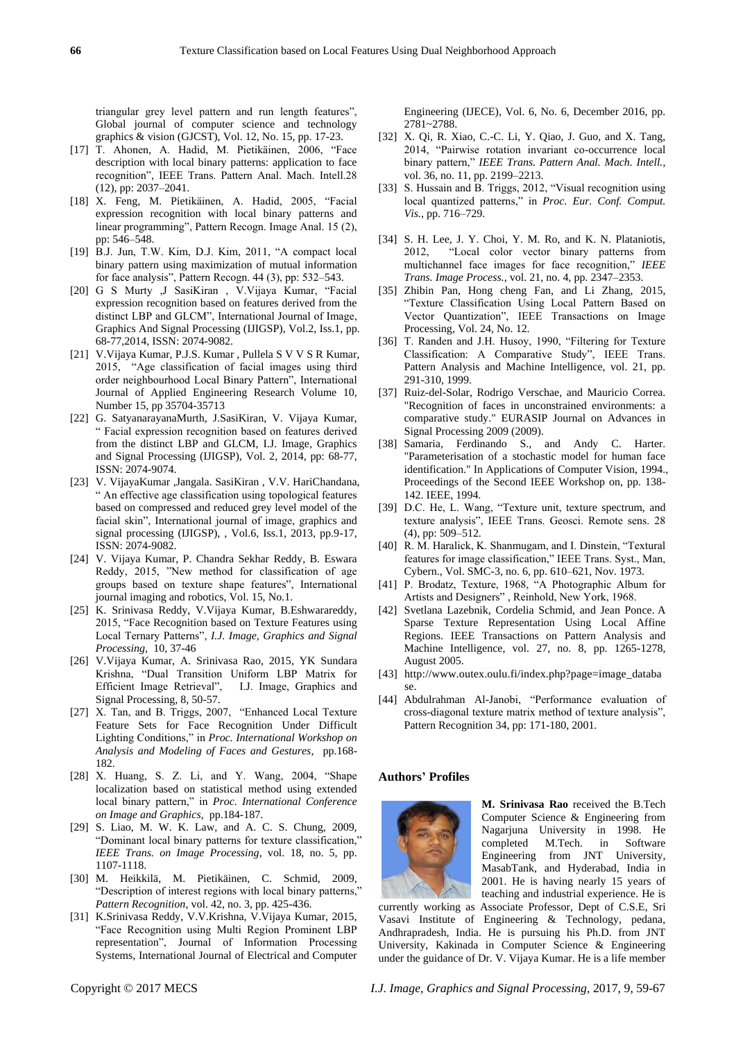triangular grey level pattern and run length features", Global journal of computer science and technology graphics & vision (GJCST), Vol. 12, No. 15, pp. 17-23.

[17] T. Ahonen, A. Hadid, M. Pietikäinen, 2006, "Face description with local binary patterns: application to face recognition", IEEE Trans. Pattern Anal. Mach. Intell.28 (12), pp: 2037–2041.

[18] X. Feng, M. Pietikäinen, A. Hadid, 2005, "Facial expression recognition with local binary patterns and linear programming", Pattern Recogn. Image Anal. 15 (2), pp: 546–548.

[19] B.J. Jun, T.W. Kim, D.J. Kim, 2011, "A compact local binary pattern using maximization of mutual information for face analysis", Pattern Recogn. 44 (3), pp: 532–543.

[20] G S Murty ,J SasiKiran , V.Vijaya Kumar, "Facial expression recognition based on features derived from the distinct LBP and GLCM", International Journal of Image, Graphics And Signal Processing (IJIGSP), Vol.2, Iss.1, pp. 68-77,2014, ISSN: 2074-9082.

[21] V.Vijaya Kumar, P.J.S. Kumar , Pullela S V V S R Kumar, 2015, "Age classification of facial images using third order neighbourhood Local Binary Pattern", International Journal of Applied Engineering Research Volume 10, Number 15, pp 35704-35713

[22] G. SatyanarayanaMurth, J.SasiKiran, V. Vijaya Kumar, " Facial expression recognition based on features derived from the distinct LBP and GLCM, I.J. Image, Graphics and Signal Processing (IJIGSP), Vol. 2, 2014, pp: 68-77, ISSN: 2074-9074.

[23] V. VijayaKumar ,Jangala. SasiKiran , V.V. HariChandana, " An effective age classification using topological features based on compressed and reduced grey level model of the facial skin", International journal of image, graphics and signal processing (IJIGSP), , Vol.6, Iss.1, 2013, pp.9-17, ISSN: 2074-9082.

[24] V. Vijaya Kumar, P. Chandra Sekhar Reddy, B. Eswara Reddy, 2015, "New method for classification of age groups based on texture shape features", International journal imaging and robotics, Vol. 15, No.1.

[25] K. Srinivasa Reddy, V.Vijaya Kumar, B.Eshwarareddy, 2015, "Face Recognition based on Texture Features using Local Ternary Patterns", *I.J. Image, Graphics and Signal Processing*, 10, 37-46

[26] V.Vijaya Kumar, A. Srinivasa Rao, 2015, YK Sundara Krishna, "Dual Transition Uniform LBP Matrix for Efficient Image Retrieval", I.J. Image, Graphics and Signal Processing, 8, 50-57.

[27] X. Tan, and B. Triggs, 2007, "Enhanced Local Texture Feature Sets for Face Recognition Under Difficult Lighting Conditions," in *Proc. International Workshop on Analysis and Modeling of Faces and Gestures*, pp.168-182.

[28] X. Huang, S. Z. Li, and Y. Wang, 2004, "Shape localization based on statistical method using extended local binary pattern," in *Proc. International Conference on Image and Graphics*, pp.184-187.

[29] S. Liao, M. W. K. Law, and A. C. S. Chung, 2009, "Dominant local binary patterns for texture classification," *IEEE Trans. on Image Processing*, vol. 18, no. 5, pp. 1107-1118.

[30] M. Heikkilä, M. Pietikäinen, C. Schmid, 2009, "Description of interest regions with local binary patterns," *Pattern Recognition*, vol. 42, no. 3, pp. 425-436.

[31] K.Srinivasa Reddy, V.V.Krishna, V.Vijaya Kumar, 2015, "Face Recognition using Multi Region Prominent LBP representation", Journal of Information Processing Systems, International Journal of Electrical and Computer Engineering (IJECE), Vol. 6, No. 6, December 2016, pp. 2781~2788.

[32] X. Qi, R. Xiao, C.-C. Li, Y. Qiao, J. Guo, and X. Tang, 2014, "Pairwise rotation invariant co-occurrence local binary pattern," *IEEE Trans. Pattern Anal. Mach. Intell.*, vol. 36, no. 11, pp. 2199–2213.

[33] S. Hussain and B. Triggs, 2012, "Visual recognition using local quantized patterns," in *Proc. Eur. Conf. Comput. Vis.*, pp. 716–729.

[34] S. H. Lee, J. Y. Choi, Y. M. Ro, and K. N. Plataniotis, 2012, "Local color vector binary patterns from multichannel face images for face recognition," *IEEE Trans. Image Process.*, vol. 21, no. 4, pp. 2347–2353.

[35] Zhibin Pan, Hong cheng Fan, and Li Zhang, 2015, "Texture Classification Using Local Pattern Based on Vector Quantization", IEEE Transactions on Image Processing, Vol. 24, No. 12.

[36] T. Randen and J.H. Husoy, 1990, "Filtering for Texture Classification: A Comparative Study", IEEE Trans. Pattern Analysis and Machine Intelligence, vol. 21, pp. 291-310, 1999.

[37] Ruiz-del-Solar, Rodrigo Verschae, and Mauricio Correa. "Recognition of faces in unconstrained environments: a comparative study." EURASIP Journal on Advances in Signal Processing 2009 (2009).

[38] Samaria, Ferdinando S., and Andy C. Harter. "Parameterisation of a stochastic model for human face identification." In Applications of Computer Vision, 1994., Proceedings of the Second IEEE Workshop on, pp. 138-142. IEEE, 1994.

[39] D.C. He, L. Wang, "Texture unit, texture spectrum, and texture analysis", IEEE Trans. Geosci. Remote sens. 28 (4), pp: 509–512.

[40] R. M. Haralick, K. Shanmugam, and I. Dinstein, "Textural features for image classification," IEEE Trans. Syst., Man, Cybern., Vol. SMC-3, no. 6, pp. 610–621, Nov. 1973.

[41] P. Brodatz, Texture, 1968, "A Photographic Album for Artists and Designers" , Reinhold, New York, 1968.

[42] Svetlana Lazebnik, Cordelia Schmid, and Jean Ponce. A Sparse Texture Representation Using Local Affine Regions. IEEE Transactions on Pattern Analysis and Machine Intelligence, vol. 27, no. 8, pp. 1265-1278, August 2005.

[43] http://www.outex.oulu.fi/index.php?page=image_database.

[44] Abdulrahman Al-Janobi, "Performance evaluation of cross-diagonal texture matrix method of texture analysis", Pattern Recognition 34, pp: 171-180, 2001.

## Authors' Profiles

**M. Srinivasa Rao** received the B.Tech Computer Science & Engineering from Nagarjuna University in 1998. He completed M.Tech. in Software Engineering from JNT University, MasabTank, and Hyderabad, India in 2001. He is having nearly 15 years of teaching and industrial experience. He is currently working as Associate Professor, Dept of C.S.E, Sri Vasavi Institute of Engineering & Technology, pedana, Andhrapradesh, India. He is pursuing his Ph.D. from JNT University, Kakinada in Computer Science & Engineering under the guidance of Dr. V. Vijaya Kumar. He is a life member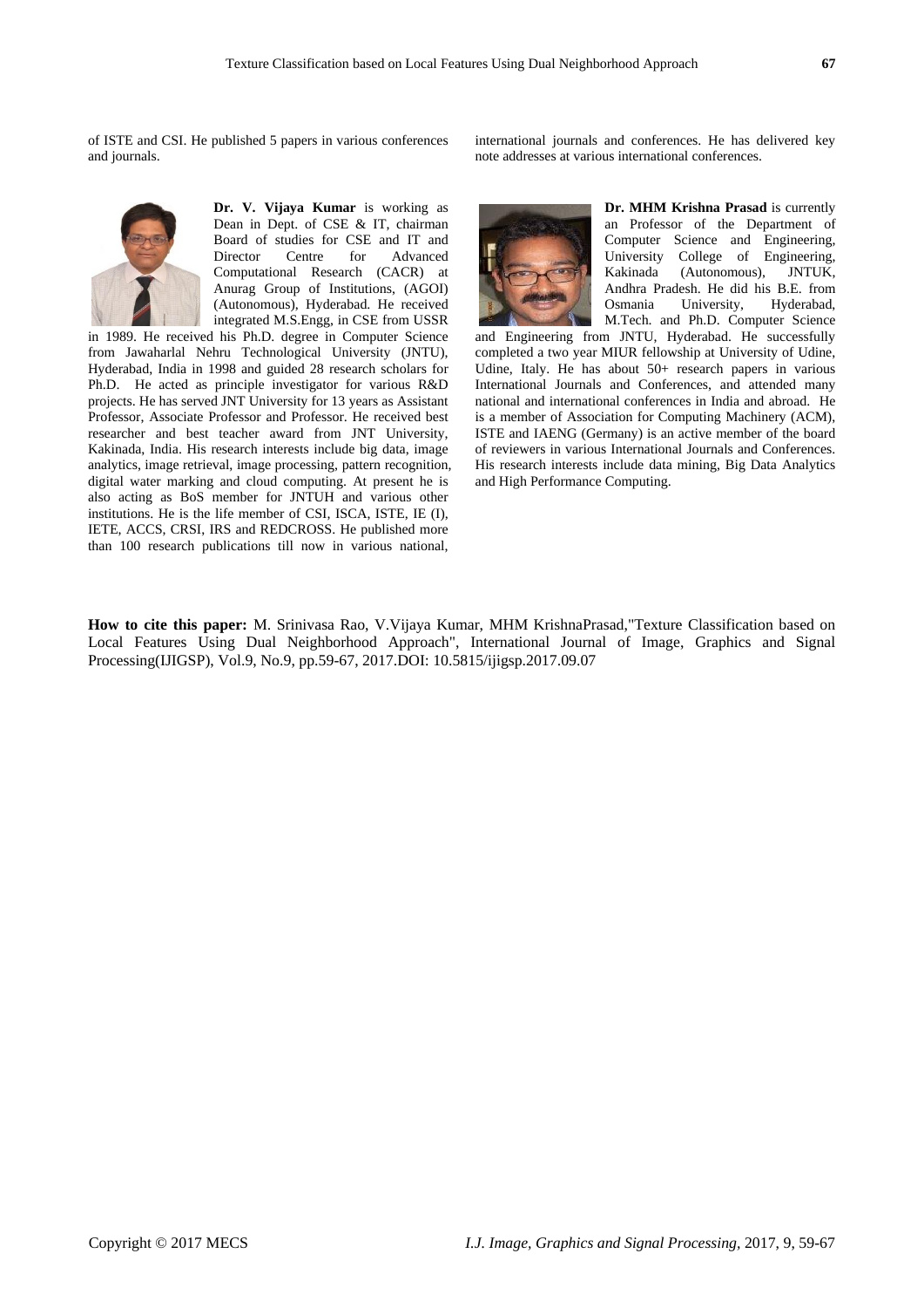of ISTE and CSI. He published 5 papers in various conferences and journals.

**Dr. V. Vijaya Kumar** is working as Dean in Dept. of CSE & IT, chairman Board of studies for CSE and IT and Director Centre for Advanced Computational Research (CACR) at Anurag Group of Institutions, (AGOI) (Autonomous), Hyderabad. He received integrated M.S.Engg, in CSE from USSR in 1989. He received his Ph.D. degree in Computer Science from Jawaharlal Nehru Technological University (JNTU), Hyderabad, India in 1998 and guided 28 research scholars for Ph.D. He acted as principle investigator for various R&D projects. He has served JNT University for 13 years as Assistant Professor, Associate Professor and Professor. He received best researcher and best teacher award from JNT University, Kakinada, India. His research interests include big data, image analytics, image retrieval, image processing, pattern recognition, digital water marking and cloud computing. At present he is also acting as BoS member for JNTUH and various other institutions. He is the life member of CSI, ISCA, ISTE, IE (I), IETE, ACCS, CRSI, IRS and REDCROSS. He published more than 100 research publications till now in various national, international journals and conferences. He has delivered key note addresses at various international conferences.

**Dr. MHM Krishna Prasad** is currently an Professor of the Department of Computer Science and Engineering, University College of Engineering, Kakinada (Autonomous), JNTUK, Andhra Pradesh. He did his B.E. from Osmania University, Hyderabad, M.Tech. and Ph.D. Computer Science and Engineering from JNTU, Hyderabad. He successfully completed a two year MIUR fellowship at University of Udine, Udine, Italy. He has about 50+ research papers in various International Journals and Conferences, and attended many national and international conferences in India and abroad. He is a member of Association for Computing Machinery (ACM), ISTE and IAENG (Germany) is an active member of the board of reviewers in various International Journals and Conferences. His research interests include data mining, Big Data Analytics and High Performance Computing.

**How to cite this paper:** M. Srinivasa Rao, V.Vijaya Kumar, MHM KrishnaPrasad,"Texture Classification based on Local Features Using Dual Neighborhood Approach", International Journal of Image, Graphics and Signal Processing(IJIGSP), Vol.9, No.9, pp.59-67, 2017.DOI: 10.5815/ijigsp.2017.09.07